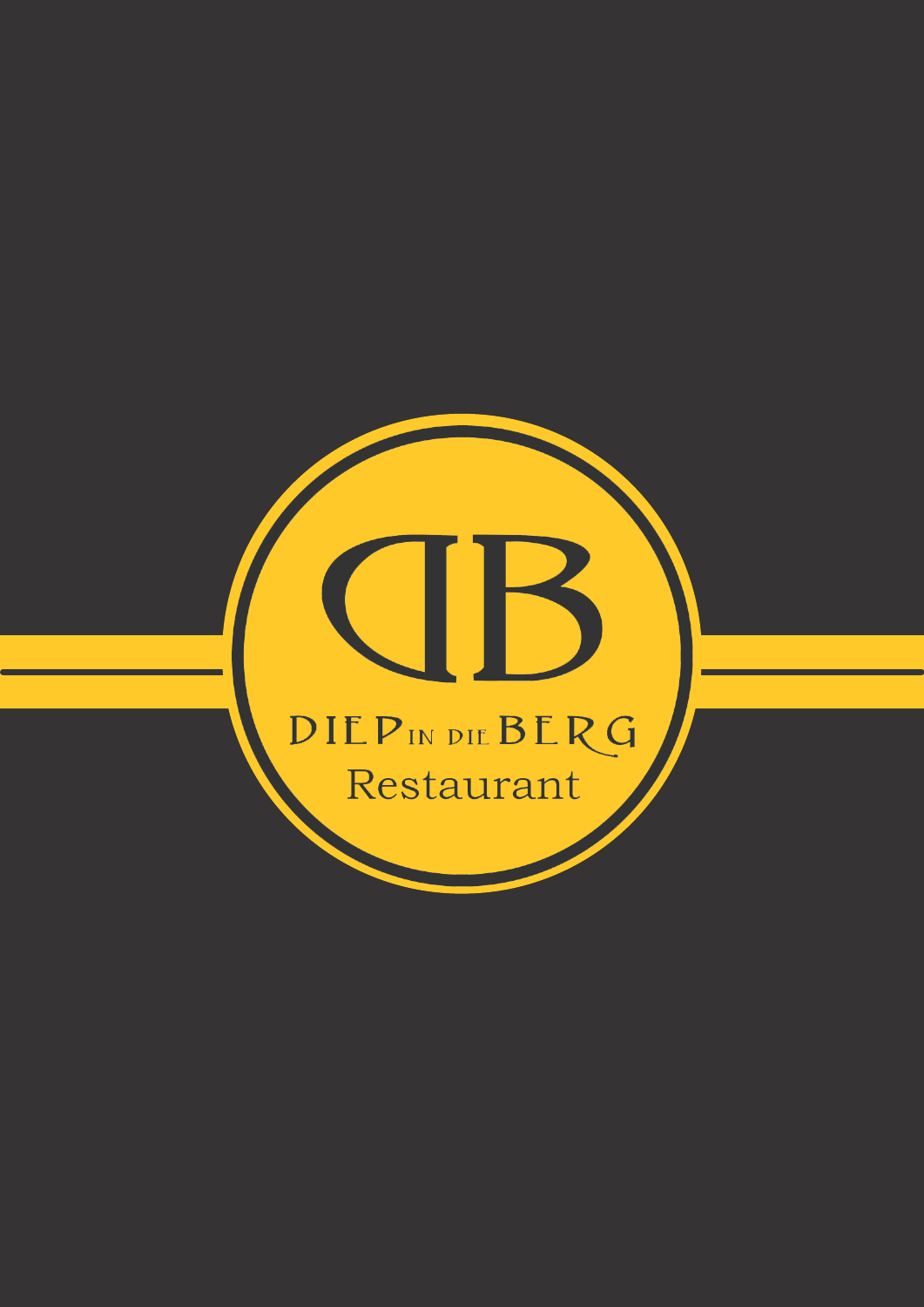# DIEP IN DIE BERG

## Restaurant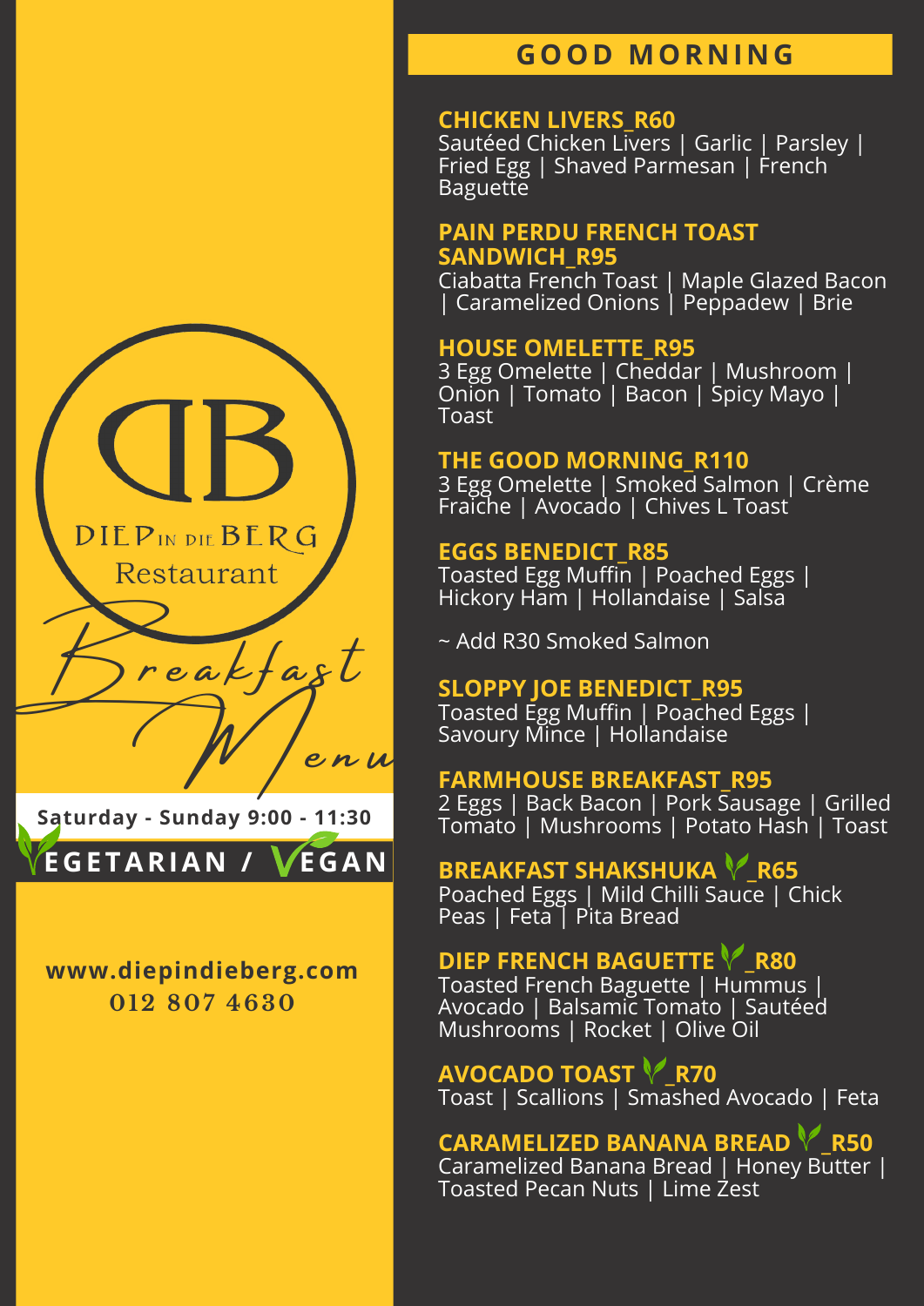DIEP IN DIE BERG Restaurant

Breakfast Menu

Saturday - Sunday 9:00 - 11:30

VEGETARIAN / VEGAN

www.diepindieberg.com
012 807 4630

## GOOD MORNING

**CHICKEN LIVERS_R60**
Sautéed Chicken Livers | Garlic | Parsley | Fried Egg | Shaved Parmesan | French Baguette

**PAIN PERDU FRENCH TOAST SANDWICH_R95**
Ciabatta French Toast | Maple Glazed Bacon | Caramelized Onions | Peppadew | Brie

**HOUSE OMELETTE_R95**
3 Egg Omelette | Cheddar | Mushroom | Onion | Tomato | Bacon | Spicy Mayo | Toast

**THE GOOD MORNING_R110**
3 Egg Omelette | Smoked Salmon | Crème Fraiche | Avocado | Chives L Toast

**EGGS BENEDICT_R85**
Toasted Egg Muffin | Poached Eggs | Hickory Ham | Hollandaise | Salsa

~ Add R30 Smoked Salmon

**SLOPPY JOE BENEDICT_R95**
Toasted Egg Muffin | Poached Eggs | Savoury Mince | Hollandaise

**FARMHOUSE BREAKFAST_R95**
2 Eggs | Back Bacon | Pork Sausage | Grilled Tomato | Mushrooms | Potato Hash | Toast

**BREAKFAST SHAKSHUKA (V)_R65**
Poached Eggs | Mild Chilli Sauce | Chick Peas | Feta | Pita Bread

**DIEP FRENCH BAGUETTE (V)_R80**
Toasted French Baguette | Hummus | Avocado | Balsamic Tomato | Sautéed Mushrooms | Rocket | Olive Oil

**AVOCADO TOAST (V)_R70**
Toast | Scallions | Smashed Avocado | Feta

**CARAMELIZED BANANA BREAD (V)_R50**
Caramelized Banana Bread | Honey Butter | Toasted Pecan Nuts | Lime Zest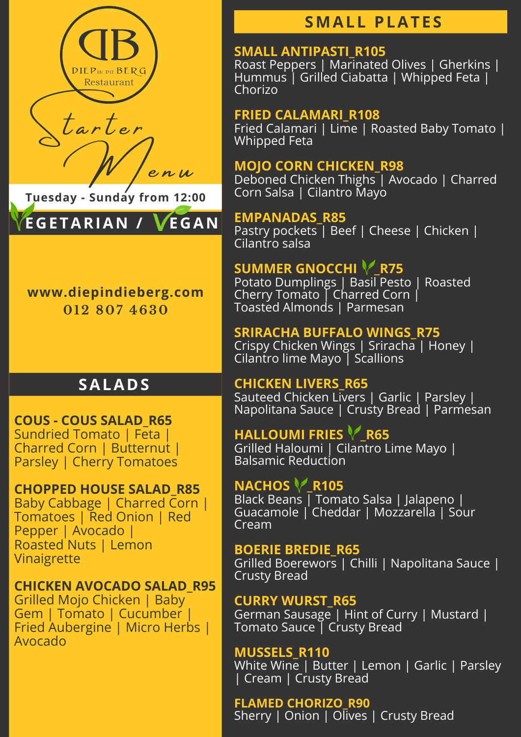DB

DIEP IN DIE BERG

Restaurant

# Starter Menu

Tuesday - Sunday from 12:00

VEGETARIAN / VEGAN

www.diepindieberg.com

012 807 4630

## SALADS

**COUS - COUS SALAD_R65**
Sundried Tomato | Feta | Charred Corn | Butternut | Parsley | Cherry Tomatoes

**CHOPPED HOUSE SALAD_R85**
Baby Cabbage | Charred Corn | Tomatoes | Red Onion | Red Pepper | Avocado | Roasted Nuts | Lemon Vinaigrette

**CHICKEN AVOCADO SALAD_R95**
Grilled Mojo Chicken | Baby Gem | Tomato | Cucumber | Fried Aubergine | Micro Herbs | Avocado

## SMALL PLATES

**SMALL ANTIPASTI_R105**
Roast Peppers | Marinated Olives | Gherkins | Hummus | Grilled Ciabatta | Whipped Feta | Chorizo

**FRIED CALAMARI_R108**
Fried Calamari | Lime | Roasted Baby Tomato | Whipped Feta

**MOJO CORN CHICKEN_R98**
Deboned Chicken Thighs | Avocado | Charred Corn Salsa | Cilantro Mayo

**EMPANADAS_R85**
Pastry pockets | Beef | Cheese | Chicken | Cilantro salsa

**SUMMER GNOCCHI (V)_R75**
Potato Dumplings | Basil Pesto | Roasted Cherry Tomato | Charred Corn | Toasted Almonds | Parmesan

**SRIRACHA BUFFALO WINGS_R75**
Crispy Chicken Wings | Sriracha | Honey | Cilantro lime Mayo | Scallions

**CHICKEN LIVERS_R65**
Sauteed Chicken Livers | Garlic | Parsley | Napolitana Sauce | Crusty Bread | Parmesan

**HALLOUMI FRIES (V)_R65**
Grilled Haloumi | Cilantro Lime Mayo | Balsamic Reduction

**NACHOS (V)_R105**
Black Beans | Tomato Salsa | Jalapeno | Guacamole | Cheddar | Mozzarella | Sour Cream

**BOERIE BREDIE_R65**
Grilled Boerewors | Chilli | Napolitana Sauce | Crusty Bread

**CURRY WURST_R65**
German Sausage | Hint of Curry | Mustard | Tomato Sauce | Crusty Bread

**MUSSELS_R110**
White Wine | Butter | Lemon | Garlic | Parsley | Cream | Crusty Bread

**FLAMED CHORIZO_R90**
Sherry | Onion | Olives | Crusty Bread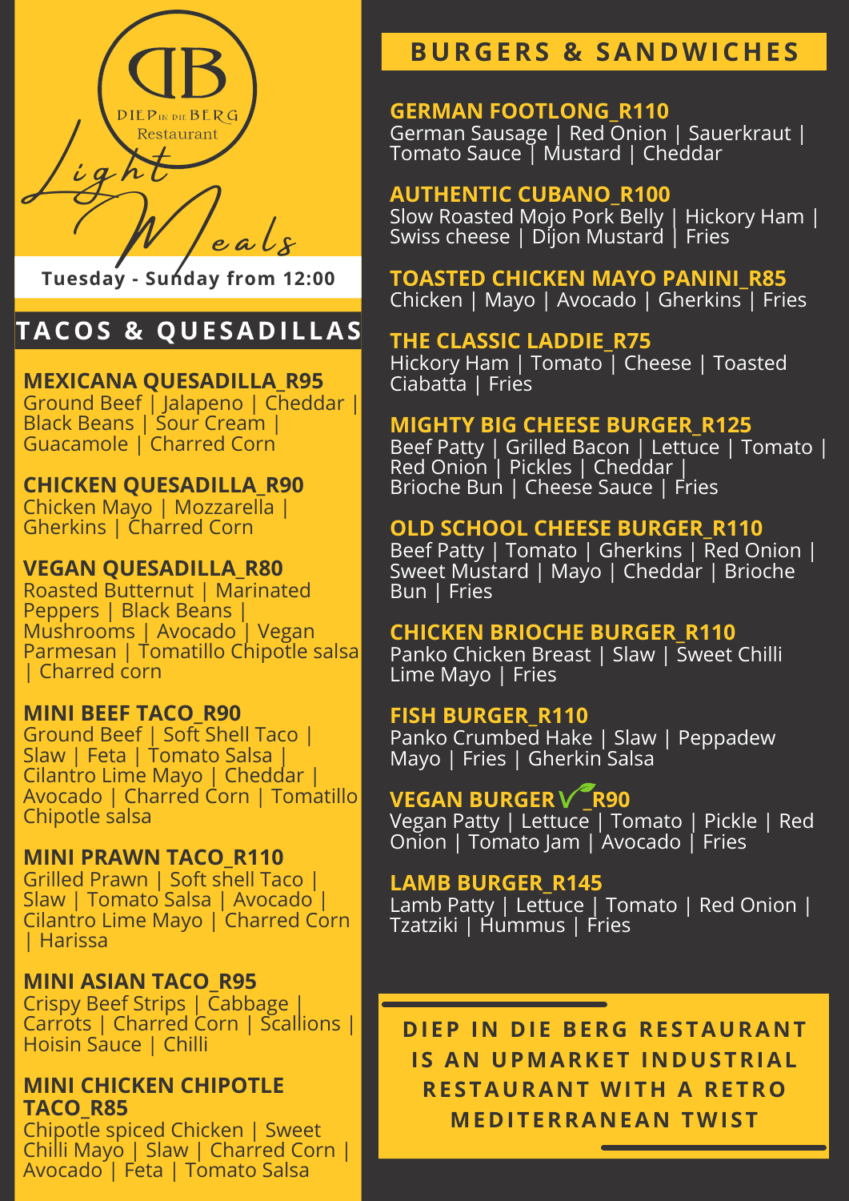DB
DIEP IN DIE BERG
Restaurant

# Light Meals

**Tuesday - Sunday from 12:00**

## TACOS & QUESADILLAS

**MEXICANA QUESADILLA_R95**
Ground Beef | Jalapeno | Cheddar | Black Beans | Sour Cream | Guacamole | Charred Corn

**CHICKEN QUESADILLA_R90**
Chicken Mayo | Mozzarella | Gherkins | Charred Corn

**VEGAN QUESADILLA_R80**
Roasted Butternut | Marinated Peppers | Black Beans | Mushrooms | Avocado | Vegan Parmesan | Tomatillo Chipotle salsa | Charred corn

**MINI BEEF TACO_R90**
Ground Beef | Soft Shell Taco | Slaw | Feta | Tomato Salsa | Cilantro Lime Mayo | Cheddar | Avocado | Charred Corn | Tomatillo Chipotle salsa

**MINI PRAWN TACO_R110**
Grilled Prawn | Soft shell Taco | Slaw | Tomato Salsa | Avocado | Cilantro Lime Mayo | Charred Corn | Harissa

**MINI ASIAN TACO_R95**
Crispy Beef Strips | Cabbage | Carrots | Charred Corn | Scallions | Hoisin Sauce | Chilli

**MINI CHICKEN CHIPOTLE TACO_R85**
Chipotle spiced Chicken | Sweet Chilli Mayo | Slaw | Charred Corn | Avocado | Feta | Tomato Salsa

## BURGERS & SANDWICHES

**GERMAN FOOTLONG_R110**
German Sausage | Red Onion | Sauerkraut | Tomato Sauce | Mustard | Cheddar

**AUTHENTIC CUBANO_R100**
Slow Roasted Mojo Pork Belly | Hickory Ham | Swiss cheese | Dijon Mustard | Fries

**TOASTED CHICKEN MAYO PANINI_R85**
Chicken | Mayo | Avocado | Gherkins | Fries

**THE CLASSIC LADDIE_R75**
Hickory Ham | Tomato | Cheese | Toasted Ciabatta | Fries

**MIGHTY BIG CHEESE BURGER_R125**
Beef Patty | Grilled Bacon | Lettuce | Tomato | Red Onion | Pickles | Cheddar | Brioche Bun | Cheese Sauce | Fries

**OLD SCHOOL CHEESE BURGER_R110**
Beef Patty | Tomato | Gherkins | Red Onion | Sweet Mustard | Mayo | Cheddar | Brioche Bun | Fries

**CHICKEN BRIOCHE BURGER_R110**
Panko Chicken Breast | Slaw | Sweet Chilli Lime Mayo | Fries

**FISH BURGER_R110**
Panko Crumbed Hake | Slaw | Peppadew Mayo | Fries | Gherkin Salsa

**VEGAN BURGER ✓_R90**
Vegan Patty | Lettuce | Tomato | Pickle | Red Onion | Tomato Jam | Avocado | Fries

**LAMB BURGER_R145**
Lamb Patty | Lettuce | Tomato | Red Onion | Tzatziki | Hummus | Fries

**DIEP IN DIE BERG RESTAURANT IS AN UPMARKET INDUSTRIAL RESTAURANT WITH A RETRO MEDITERRANEAN TWIST**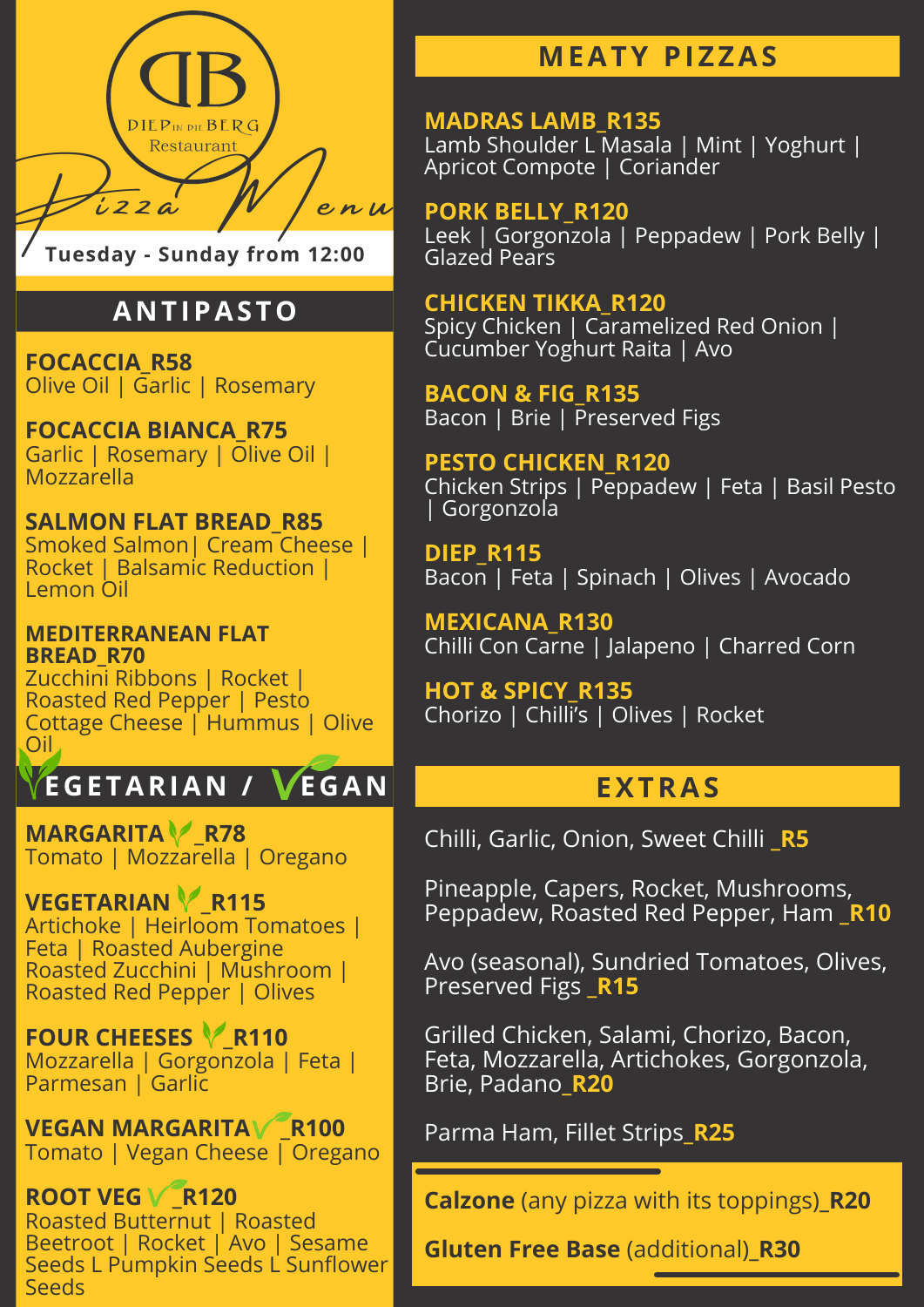DB

DIEP IN DIE BERG Restaurant

# Pizza Menu

Tuesday - Sunday from 12:00

## ANTIPASTO

**FOCACCIA_R58**
Olive Oil | Garlic | Rosemary

**FOCACCIA BIANCA_R75**
Garlic | Rosemary | Olive Oil | Mozzarella

**SALMON FLAT BREAD_R85**
Smoked Salmon| Cream Cheese | Rocket | Balsamic Reduction | Lemon Oil

**MEDITERRANEAN FLAT BREAD_R70**
Zucchini Ribbons | Rocket | Roasted Red Pepper | Pesto Cottage Cheese | Hummus | Olive Oil

## VEGETARIAN / VEGAN

**MARGARITA _R78**
Tomato | Mozzarella | Oregano

**VEGETARIAN _R115**
Artichoke | Heirloom Tomatoes | Feta | Roasted Aubergine Roasted Zucchini | Mushroom | Roasted Red Pepper | Olives

**FOUR CHEESES _R110**
Mozzarella | Gorgonzola | Feta | Parmesan | Garlic

**VEGAN MARGARITA _R100**
Tomato | Vegan Cheese | Oregano

**ROOT VEG _R120**
Roasted Butternut | Roasted Beetroot | Rocket | Avo | Sesame Seeds L Pumpkin Seeds L Sunflower Seeds

## MEATY PIZZAS

**MADRAS LAMB_R135**
Lamb Shoulder L Masala | Mint | Yoghurt | Apricot Compote | Coriander

**PORK BELLY_R120**
Leek | Gorgonzola | Peppadew | Pork Belly | Glazed Pears

**CHICKEN TIKKA_R120**
Spicy Chicken | Caramelized Red Onion | Cucumber Yoghurt Raita | Avo

**BACON & FIG_R135**
Bacon | Brie | Preserved Figs

**PESTO CHICKEN_R120**
Chicken Strips | Peppadew | Feta | Basil Pesto | Gorgonzola

**DIEP_R115**
Bacon | Feta | Spinach | Olives | Avocado

**MEXICANA_R130**
Chilli Con Carne | Jalapeno | Charred Corn

**HOT & SPICY_R135**
Chorizo | Chilli's | Olives | Rocket

## EXTRAS

Chilli, Garlic, Onion, Sweet Chilli **_R5**

Pineapple, Capers, Rocket, Mushrooms, Peppadew, Roasted Red Pepper, Ham **_R10**

Avo (seasonal), Sundried Tomatoes, Olives, Preserved Figs **_R15**

Grilled Chicken, Salami, Chorizo, Bacon, Feta, Mozzarella, Artichokes, Gorgonzola, Brie, Padano**_R20**

Parma Ham, Fillet Strips**_R25**

**Calzone** (any pizza with its toppings)**_R20**

**Gluten Free Base** (additional)**_R30**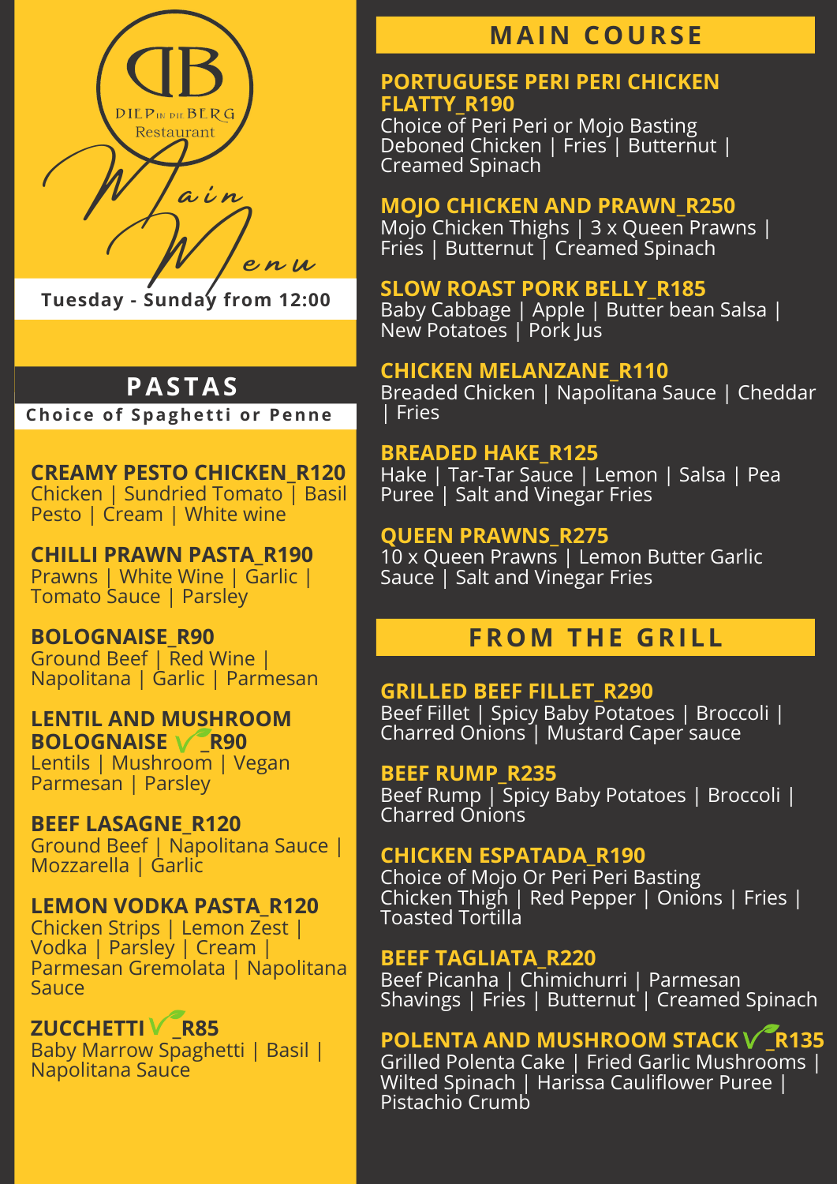DIEP IN DIE BERG Restaurant

# Main Menu

Tuesday - Sunday from 12:00

## PASTAS

Choice of Spaghetti or Penne

**CREAMY PESTO CHICKEN_R120**
Chicken | Sundried Tomato | Basil Pesto | Cream | White wine

**CHILLI PRAWN PASTA_R190**
Prawns | White Wine | Garlic | Tomato Sauce | Parsley

**BOLOGNAISE_R90**
Ground Beef | Red Wine | Napolitana | Garlic | Parmesan

**LENTIL AND MUSHROOM BOLOGNAISE ✓_R90**
Lentils | Mushroom | Vegan Parmesan | Parsley

**BEEF LASAGNE_R120**
Ground Beef | Napolitana Sauce | Mozzarella | Garlic

**LEMON VODKA PASTA_R120**
Chicken Strips | Lemon Zest | Vodka | Parsley | Cream | Parmesan Gremolata | Napolitana Sauce

**ZUCCHETTI ✓_R85**
Baby Marrow Spaghetti | Basil | Napolitana Sauce

## MAIN COURSE

**PORTUGUESE PERI PERI CHICKEN FLATTY_R190**
Choice of Peri Peri or Mojo Basting
Deboned Chicken | Fries | Butternut | Creamed Spinach

**MOJO CHICKEN AND PRAWN_R250**
Mojo Chicken Thighs | 3 x Queen Prawns | Fries | Butternut | Creamed Spinach

**SLOW ROAST PORK BELLY_R185**
Baby Cabbage | Apple | Butter bean Salsa | New Potatoes | Pork Jus

**CHICKEN MELANZANE_R110**
Breaded Chicken | Napolitana Sauce | Cheddar | Fries

**BREADED HAKE_R125**
Hake | Tar-Tar Sauce | Lemon | Salsa | Pea Puree | Salt and Vinegar Fries

**QUEEN PRAWNS_R275**
10 x Queen Prawns | Lemon Butter Garlic Sauce | Salt and Vinegar Fries

## FROM THE GRILL

**GRILLED BEEF FILLET_R290**
Beef Fillet | Spicy Baby Potatoes | Broccoli | Charred Onions | Mustard Caper sauce

**BEEF RUMP_R235**
Beef Rump | Spicy Baby Potatoes | Broccoli | Charred Onions

**CHICKEN ESPATADA_R190**
Choice of Mojo Or Peri Peri Basting
Chicken Thigh | Red Pepper | Onions | Fries | Toasted Tortilla

**BEEF TAGLIATA_R220**
Beef Picanha | Chimichurri | Parmesan Shavings | Fries | Butternut | Creamed Spinach

**POLENTA AND MUSHROOM STACK ✓_R135**
Grilled Polenta Cake | Fried Garlic Mushrooms | Wilted Spinach | Harissa Cauliflower Puree | Pistachio Crumb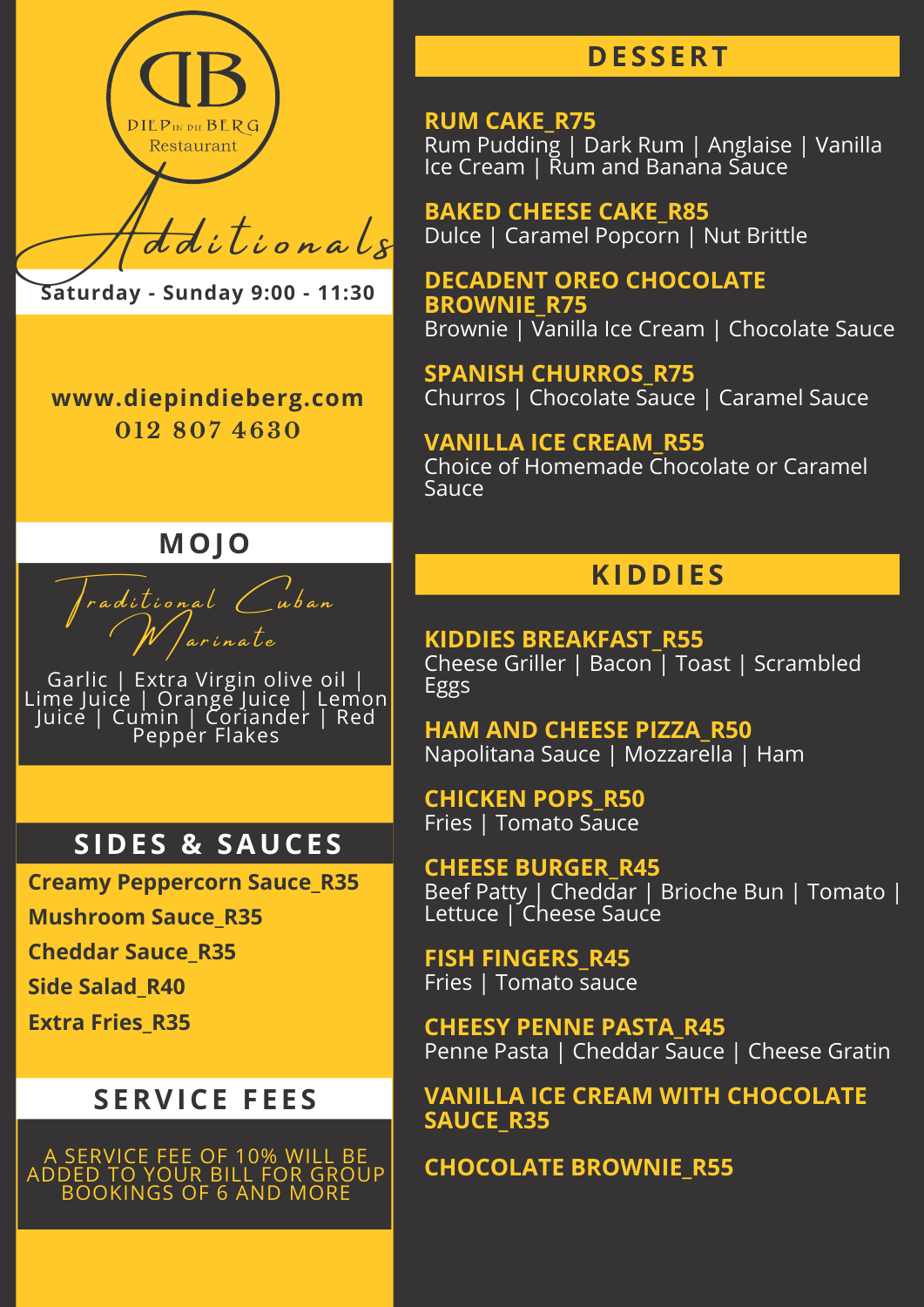DB
DIEP IN DIE BERG
Restaurant

# Additionals

**Saturday - Sunday 9:00 - 11:30**

**www.diepindieberg.com**
**012 807 4630**

## MOJO

*Traditional Cuban Marinate*

Garlic | Extra Virgin olive oil | Lime Juice | Orange Juice | Lemon Juice | Cumin | Coriander | Red Pepper Flakes

## SIDES & SAUCES

**Creamy Peppercorn Sauce_R35**

**Mushroom Sauce_R35**

**Cheddar Sauce_R35**

**Side Salad_R40**

**Extra Fries_R35**

## SERVICE FEES

A SERVICE FEE OF 10% WILL BE ADDED TO YOUR BILL FOR GROUP BOOKINGS OF 6 AND MORE

## DESSERT

**RUM CAKE_R75**
Rum Pudding | Dark Rum | Anglaise | Vanilla Ice Cream | Rum and Banana Sauce

**BAKED CHEESE CAKE_R85**
Dulce | Caramel Popcorn | Nut Brittle

**DECADENT OREO CHOCOLATE BROWNIE_R75**
Brownie | Vanilla Ice Cream | Chocolate Sauce

**SPANISH CHURROS_R75**
Churros | Chocolate Sauce | Caramel Sauce

**VANILLA ICE CREAM_R55**
Choice of Homemade Chocolate or Caramel Sauce

## KIDDIES

**KIDDIES BREAKFAST_R55**
Cheese Griller | Bacon | Toast | Scrambled Eggs

**HAM AND CHEESE PIZZA_R50**
Napolitana Sauce | Mozzarella | Ham

**CHICKEN POPS_R50**
Fries | Tomato Sauce

**CHEESE BURGER_R45**
Beef Patty | Cheddar | Brioche Bun | Tomato | Lettuce | Cheese Sauce

**FISH FINGERS_R45**
Fries | Tomato sauce

**CHEESY PENNE PASTA_R45**
Penne Pasta | Cheddar Sauce | Cheese Gratin

**VANILLA ICE CREAM WITH CHOCOLATE SAUCE_R35**

**CHOCOLATE BROWNIE_R55**